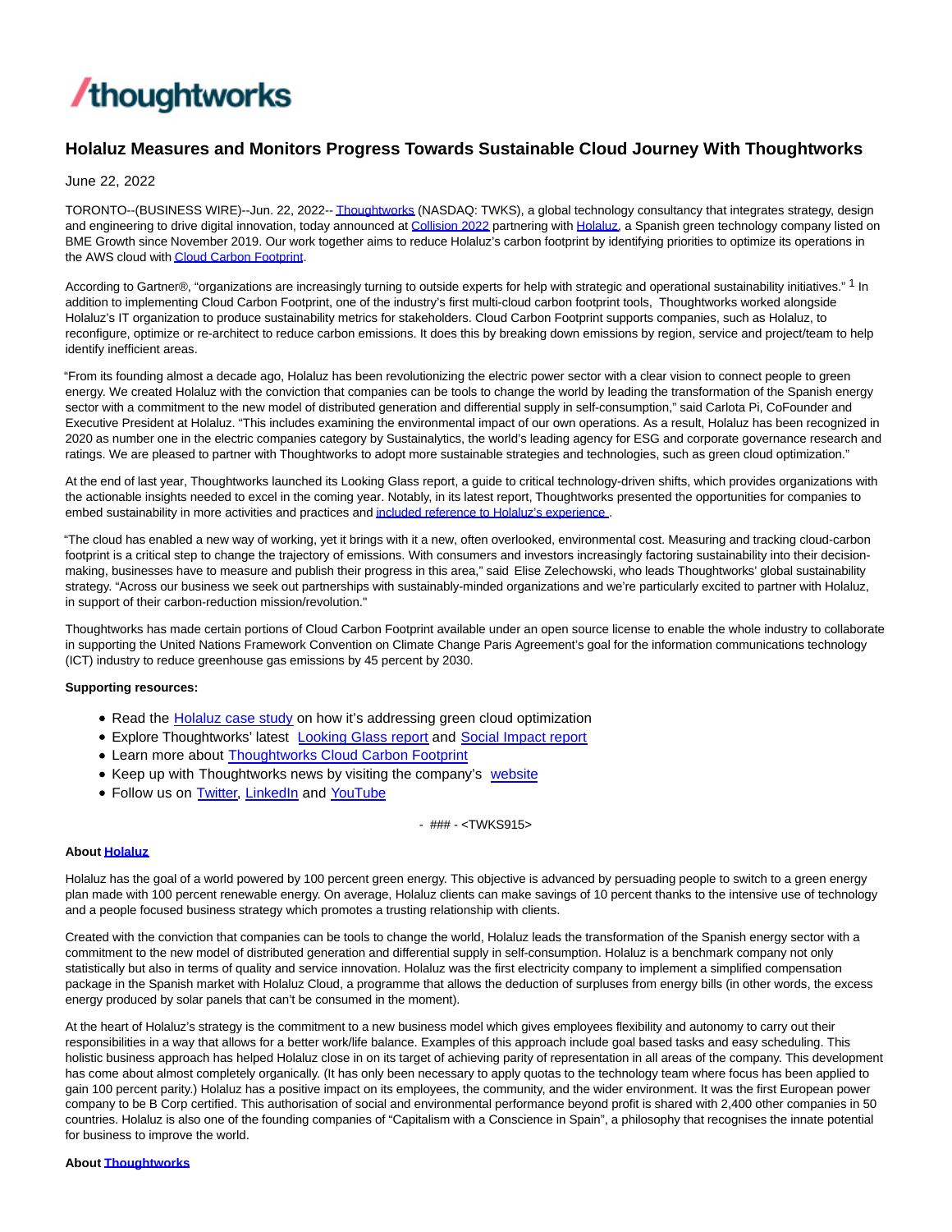/thoughtworks

# Holaluz Measures and Monitors Progress Towards Sustainable Cloud Journey With Thoughtworks

June 22, 2022

TORONTO--(BUSINESS WIRE)--Jun. 22, 2022-- Thoughtworks (NASDAQ: TWKS), a global technology consultancy that integrates strategy, design and engineering to drive digital innovation, today announced at Collision 2022 partnering with Holaluz, a Spanish green technology company listed on BME Growth since November 2019. Our work together aims to reduce Holaluz's carbon footprint by identifying priorities to optimize its operations in the AWS cloud with Cloud Carbon Footprint.

According to Gartner®, "organizations are increasingly turning to outside experts for help with strategic and operational sustainability initiatives." [1] In addition to implementing Cloud Carbon Footprint, one of the industry's first multi-cloud carbon footprint tools, Thoughtworks worked alongside Holaluz's IT organization to produce sustainability metrics for stakeholders. Cloud Carbon Footprint supports companies, such as Holaluz, to reconfigure, optimize or re-architect to reduce carbon emissions. It does this by breaking down emissions by region, service and project/team to help identify inefficient areas.

"From its founding almost a decade ago, Holaluz has been revolutionizing the electric power sector with a clear vision to connect people to green energy. We created Holaluz with the conviction that companies can be tools to change the world by leading the transformation of the Spanish energy sector with a commitment to the new model of distributed generation and differential supply in self-consumption," said Carlota Pi, CoFounder and Executive President at Holaluz. "This includes examining the environmental impact of our own operations. As a result, Holaluz has been recognized in 2020 as number one in the electric companies category by Sustainalytics, the world's leading agency for ESG and corporate governance research and ratings. We are pleased to partner with Thoughtworks to adopt more sustainable strategies and technologies, such as green cloud optimization."

At the end of last year, Thoughtworks launched its Looking Glass report, a guide to critical technology-driven shifts, which provides organizations with the actionable insights needed to excel in the coming year. Notably, in its latest report, Thoughtworks presented the opportunities for companies to embed sustainability in more activities and practices and included reference to Holaluz's experience .

"The cloud has enabled a new way of working, yet it brings with it a new, often overlooked, environmental cost. Measuring and tracking cloud-carbon footprint is a critical step to change the trajectory of emissions. With consumers and investors increasingly factoring sustainability into their decision-making, businesses have to measure and publish their progress in this area," said Elise Zelechowski, who leads Thoughtworks' global sustainability strategy. "Across our business we seek out partnerships with sustainably-minded organizations and we're particularly excited to partner with Holaluz, in support of their carbon-reduction mission/revolution."

Thoughtworks has made certain portions of Cloud Carbon Footprint available under an open source license to enable the whole industry to collaborate in supporting the United Nations Framework Convention on Climate Change Paris Agreement's goal for the information communications technology (ICT) industry to reduce greenhouse gas emissions by 45 percent by 2030.

**Supporting resources:**

- Read the Holaluz case study on how it's addressing green cloud optimization
- Explore Thoughtworks' latest Looking Glass report and Social Impact report
- Learn more about Thoughtworks Cloud Carbon Footprint
- Keep up with Thoughtworks news by visiting the company's website
- Follow us on Twitter, LinkedIn and YouTube

- ### - <TWKS915>

**About Holaluz**

Holaluz has the goal of a world powered by 100 percent green energy. This objective is advanced by persuading people to switch to a green energy plan made with 100 percent renewable energy. On average, Holaluz clients can make savings of 10 percent thanks to the intensive use of technology and a people focused business strategy which promotes a trusting relationship with clients.

Created with the conviction that companies can be tools to change the world, Holaluz leads the transformation of the Spanish energy sector with a commitment to the new model of distributed generation and differential supply in self-consumption. Holaluz is a benchmark company not only statistically but also in terms of quality and service innovation. Holaluz was the first electricity company to implement a simplified compensation package in the Spanish market with Holaluz Cloud, a programme that allows the deduction of surpluses from energy bills (in other words, the excess energy produced by solar panels that can't be consumed in the moment).

At the heart of Holaluz's strategy is the commitment to a new business model which gives employees flexibility and autonomy to carry out their responsibilities in a way that allows for a better work/life balance. Examples of this approach include goal based tasks and easy scheduling. This holistic business approach has helped Holaluz close in on its target of achieving parity of representation in all areas of the company. This development has come about almost completely organically. (It has only been necessary to apply quotas to the technology team where focus has been applied to gain 100 percent parity.) Holaluz has a positive impact on its employees, the community, and the wider environment. It was the first European power company to be B Corp certified. This authorisation of social and environmental performance beyond profit is shared with 2,400 other companies in 50 countries. Holaluz is also one of the founding companies of "Capitalism with a Conscience in Spain", a philosophy that recognises the innate potential for business to improve the world.

**About Thoughtworks**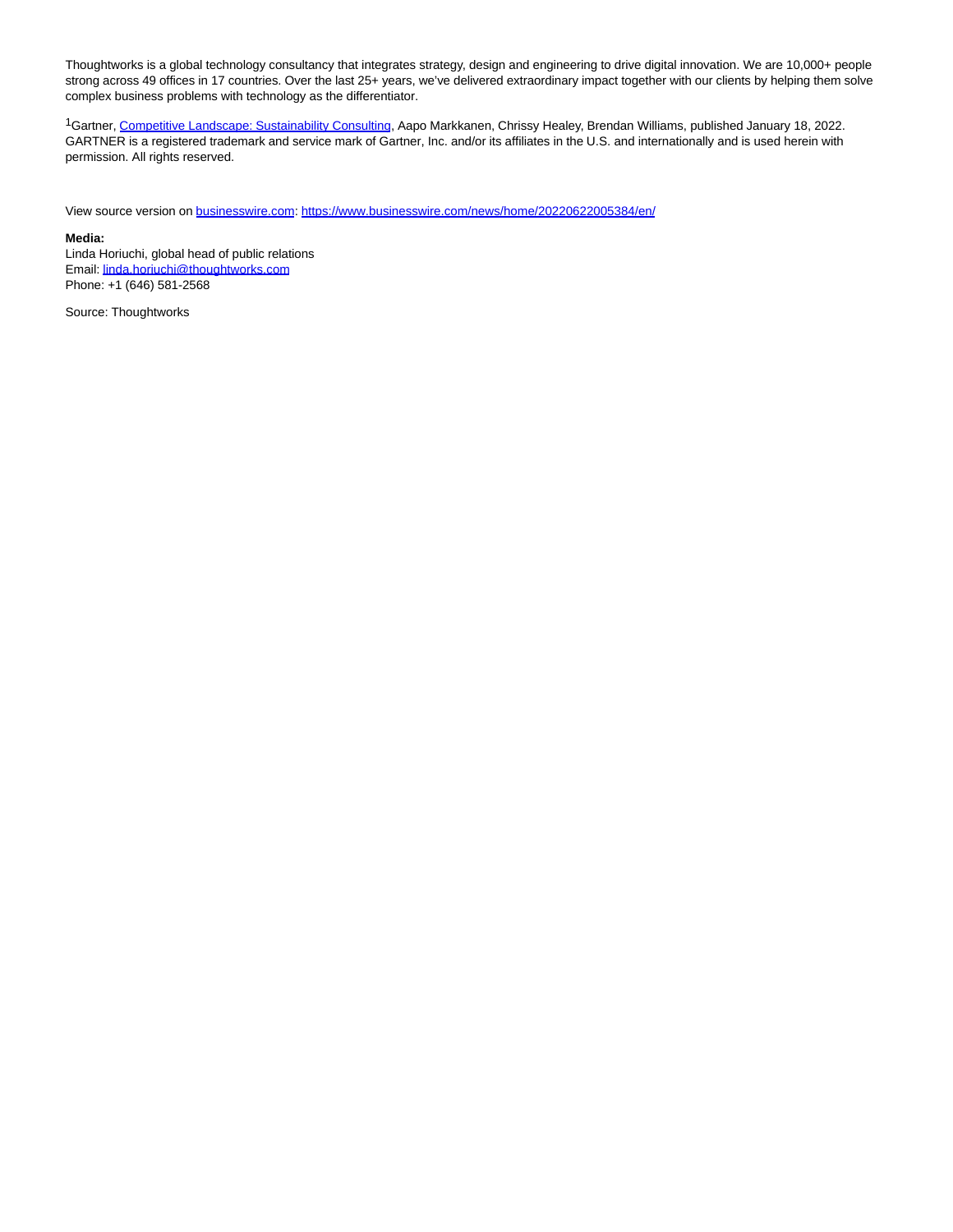Thoughtworks is a global technology consultancy that integrates strategy, design and engineering to drive digital innovation. We are 10,000+ people strong across 49 offices in 17 countries. Over the last 25+ years, we've delivered extraordinary impact together with our clients by helping them solve complex business problems with technology as the differentiator.

[1]Gartner, Competitive Landscape: Sustainability Consulting, Aapo Markkanen, Chrissy Healey, Brendan Williams, published January 18, 2022. GARTNER is a registered trademark and service mark of Gartner, Inc. and/or its affiliates in the U.S. and internationally and is used herein with permission. All rights reserved.

View source version on businesswire.com: https://www.businesswire.com/news/home/20220622005384/en/

**Media:**
Linda Horiuchi, global head of public relations
Email: linda.horiuchi@thoughtworks.com
Phone: +1 (646) 581-2568

Source: Thoughtworks